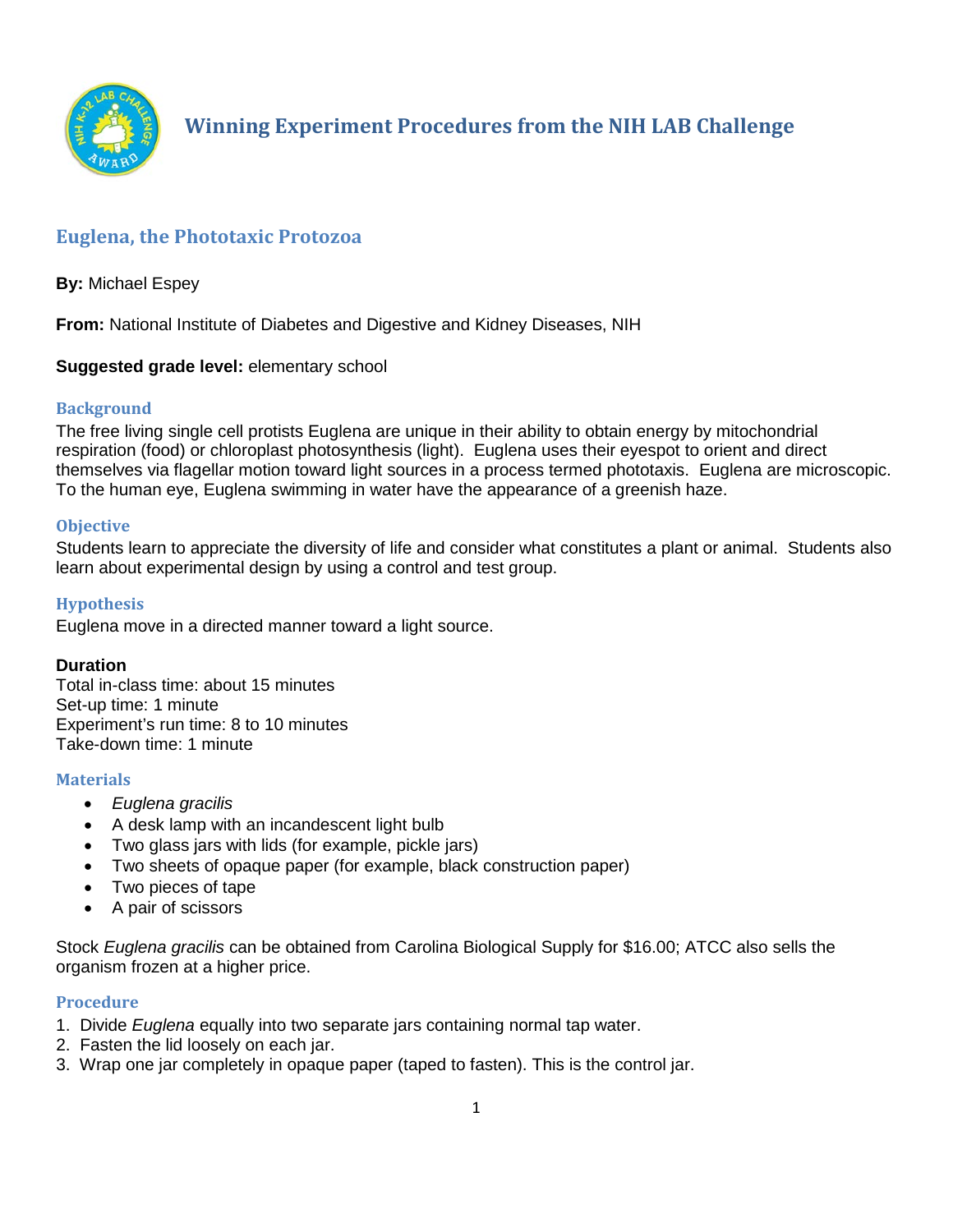# Winning Experiment Procedures from the NIH LAB Challenge

## Euglena, the Phototaxic Protozoa

**By:** Michael Espey

**From:** National Institute of Diabetes and Digestive and Kidney Diseases, NIH

**Suggested grade level:** elementary school

### Background

The free living single cell protists Euglena are unique in their ability to obtain energy by mitochondrial respiration (food) or chloroplast photosynthesis (light). Euglena uses their eyespot to orient and direct themselves via flagellar motion toward light sources in a process termed phototaxis. Euglena are microscopic. To the human eye, Euglena swimming in water have the appearance of a greenish haze.

### Objective

Students learn to appreciate the diversity of life and consider what constitutes a plant or animal. Students also learn about experimental design by using a control and test group.

### Hypothesis

Euglena move in a directed manner toward a light source.

**Duration**

Total in-class time: about 15 minutes
Set-up time: 1 minute
Experiment's run time: 8 to 10 minutes
Take-down time: 1 minute

### Materials

- *Euglena gracilis*
- A desk lamp with an incandescent light bulb
- Two glass jars with lids (for example, pickle jars)
- Two sheets of opaque paper (for example, black construction paper)
- Two pieces of tape
- A pair of scissors

Stock *Euglena gracilis* can be obtained from Carolina Biological Supply for $16.00; ATCC also sells the organism frozen at a higher price.

### Procedure

1. Divide *Euglena* equally into two separate jars containing normal tap water.
2. Fasten the lid loosely on each jar.
3. Wrap one jar completely in opaque paper (taped to fasten). This is the control jar.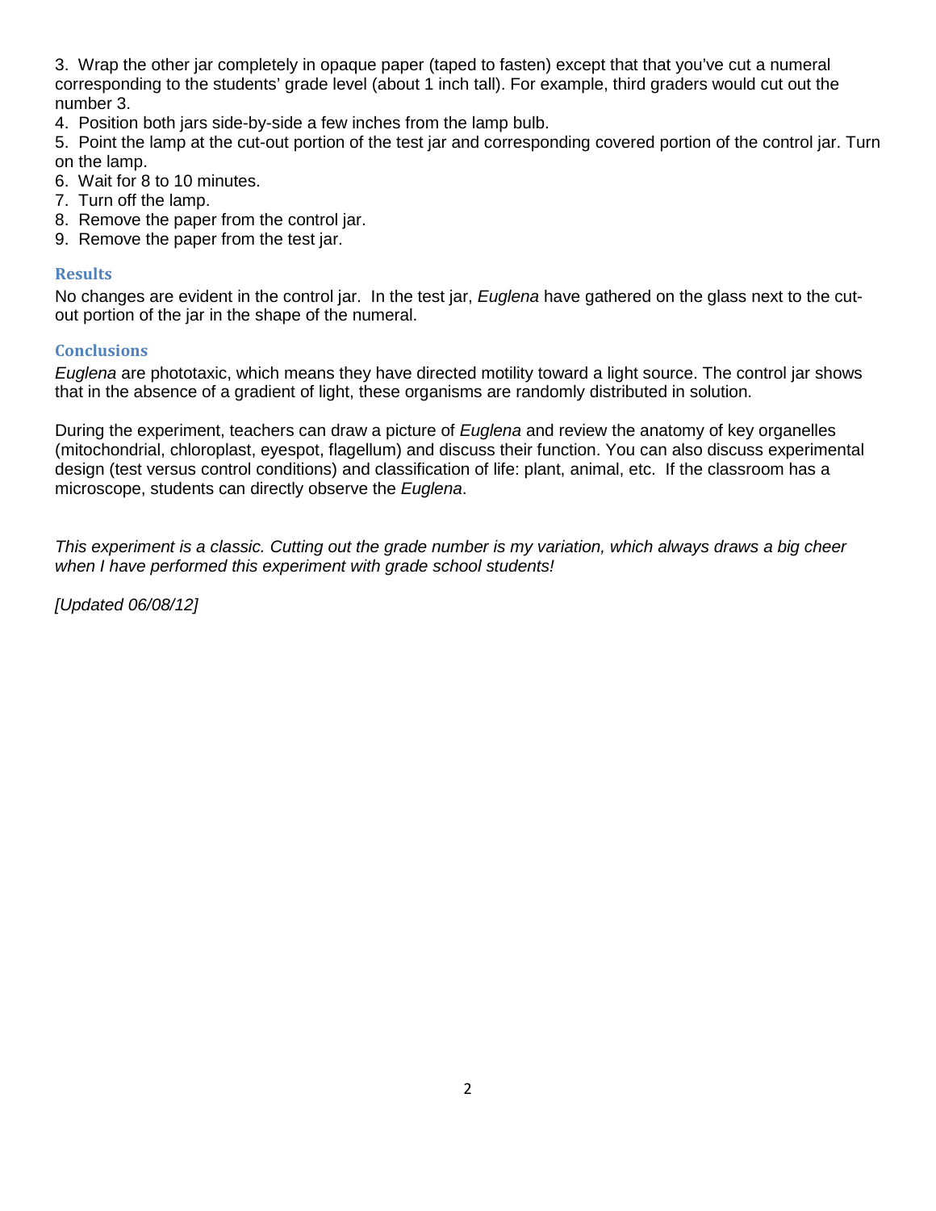3. Wrap the other jar completely in opaque paper (taped to fasten) except that that you've cut a numeral corresponding to the students' grade level (about 1 inch tall). For example, third graders would cut out the number 3.
4. Position both jars side-by-side a few inches from the lamp bulb.
5. Point the lamp at the cut-out portion of the test jar and corresponding covered portion of the control jar. Turn on the lamp.
6. Wait for 8 to 10 minutes.
7. Turn off the lamp.
8. Remove the paper from the control jar.
9. Remove the paper from the test jar.

### Results

No changes are evident in the control jar. In the test jar, *Euglena* have gathered on the glass next to the cut-out portion of the jar in the shape of the numeral.

### Conclusions

*Euglena* are phototaxic, which means they have directed motility toward a light source. The control jar shows that in the absence of a gradient of light, these organisms are randomly distributed in solution.

During the experiment, teachers can draw a picture of *Euglena* and review the anatomy of key organelles (mitochondrial, chloroplast, eyespot, flagellum) and discuss their function. You can also discuss experimental design (test versus control conditions) and classification of life: plant, animal, etc. If the classroom has a microscope, students can directly observe the *Euglena*.

*This experiment is a classic. Cutting out the grade number is my variation, which always draws a big cheer when I have performed this experiment with grade school students!*

*[Updated 06/08/12]*